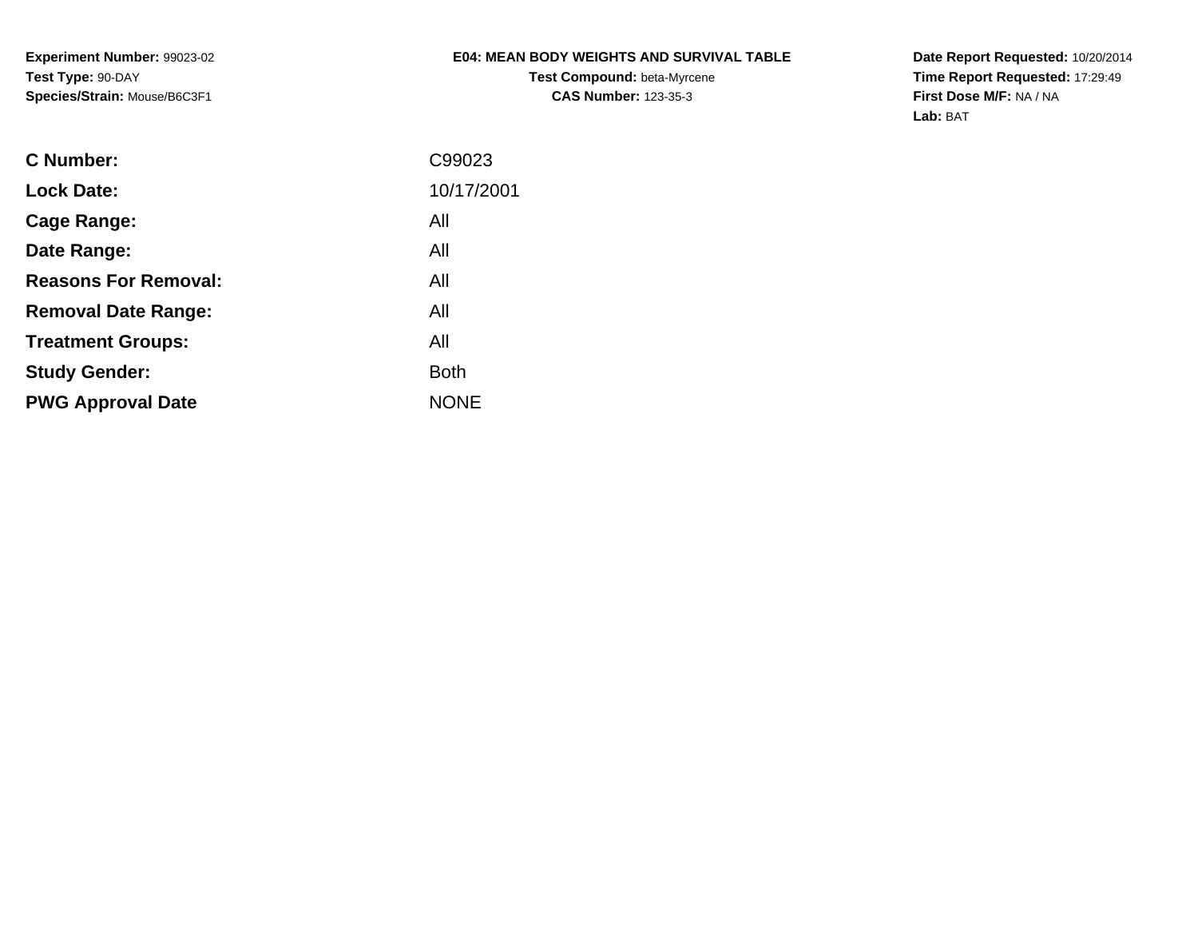**Experiment Number:** 99023-02
**Test Type:** 90-DAY
**Species/Strain:** Mouse/B6C3F1

**E04: MEAN BODY WEIGHTS AND SURVIVAL TABLE**
**Test Compound:** beta-Myrcene
**CAS Number:** 123-35-3

**Date Report Requested:** 10/20/2014
**Time Report Requested:** 17:29:49
**First Dose M/F:** NA / NA
**Lab:** BAT

| | |
|---|---|
| **C Number:** | C99023 |
| **Lock Date:** | 10/17/2001 |
| **Cage Range:** | All |
| **Date Range:** | All |
| **Reasons For Removal:** | All |
| **Removal Date Range:** | All |
| **Treatment Groups:** | All |
| **Study Gender:** | Both |
| **PWG Approval Date** | NONE |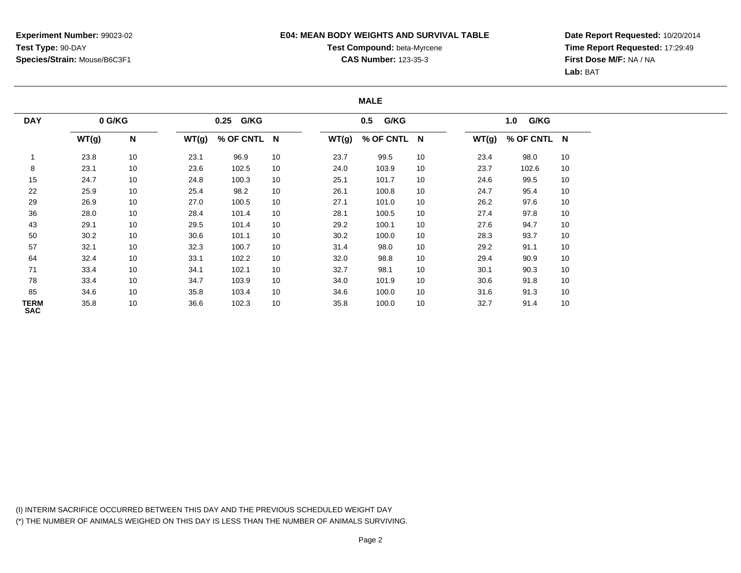**Experiment Number:** 99023-02
**Test Type:** 90-DAY
**Species/Strain:** Mouse/B6C3F1

**E04: MEAN BODY WEIGHTS AND SURVIVAL TABLE**
**Test Compound:** beta-Myrcene
**CAS Number:** 123-35-3

**Date Report Requested:** 10/20/2014
**Time Report Requested:** 17:29:49
**First Dose M/F:** NA / NA
**Lab:** BAT

**MALE**

| DAY | 0 G/KG | | 0.25 G/KG | | | 0.5 G/KG | | | 1.0 G/KG | | |
|---|---|---|---|---|---|---|---|---|---|---|---|
| | WT(g) | N | WT(g) | % OF CNTL | N | WT(g) | % OF CNTL | N | WT(g) | % OF CNTL | N |
| 1 | 23.8 | 10 | 23.1 | 96.9 | 10 | 23.7 | 99.5 | 10 | 23.4 | 98.0 | 10 |
| 8 | 23.1 | 10 | 23.6 | 102.5 | 10 | 24.0 | 103.9 | 10 | 23.7 | 102.6 | 10 |
| 15 | 24.7 | 10 | 24.8 | 100.3 | 10 | 25.1 | 101.7 | 10 | 24.6 | 99.5 | 10 |
| 22 | 25.9 | 10 | 25.4 | 98.2 | 10 | 26.1 | 100.8 | 10 | 24.7 | 95.4 | 10 |
| 29 | 26.9 | 10 | 27.0 | 100.5 | 10 | 27.1 | 101.0 | 10 | 26.2 | 97.6 | 10 |
| 36 | 28.0 | 10 | 28.4 | 101.4 | 10 | 28.1 | 100.5 | 10 | 27.4 | 97.8 | 10 |
| 43 | 29.1 | 10 | 29.5 | 101.4 | 10 | 29.2 | 100.1 | 10 | 27.6 | 94.7 | 10 |
| 50 | 30.2 | 10 | 30.6 | 101.1 | 10 | 30.2 | 100.0 | 10 | 28.3 | 93.7 | 10 |
| 57 | 32.1 | 10 | 32.3 | 100.7 | 10 | 31.4 | 98.0 | 10 | 29.2 | 91.1 | 10 |
| 64 | 32.4 | 10 | 33.1 | 102.2 | 10 | 32.0 | 98.8 | 10 | 29.4 | 90.9 | 10 |
| 71 | 33.4 | 10 | 34.1 | 102.1 | 10 | 32.7 | 98.1 | 10 | 30.1 | 90.3 | 10 |
| 78 | 33.4 | 10 | 34.7 | 103.9 | 10 | 34.0 | 101.9 | 10 | 30.6 | 91.8 | 10 |
| 85 | 34.6 | 10 | 35.8 | 103.4 | 10 | 34.6 | 100.0 | 10 | 31.6 | 91.3 | 10 |
| TERM SAC | 35.8 | 10 | 36.6 | 102.3 | 10 | 35.8 | 100.0 | 10 | 32.7 | 91.4 | 10 |

(I) INTERIM SACRIFICE OCCURRED BETWEEN THIS DAY AND THE PREVIOUS SCHEDULED WEIGHT DAY
(*) THE NUMBER OF ANIMALS WEIGHED ON THIS DAY IS LESS THAN THE NUMBER OF ANIMALS SURVIVING.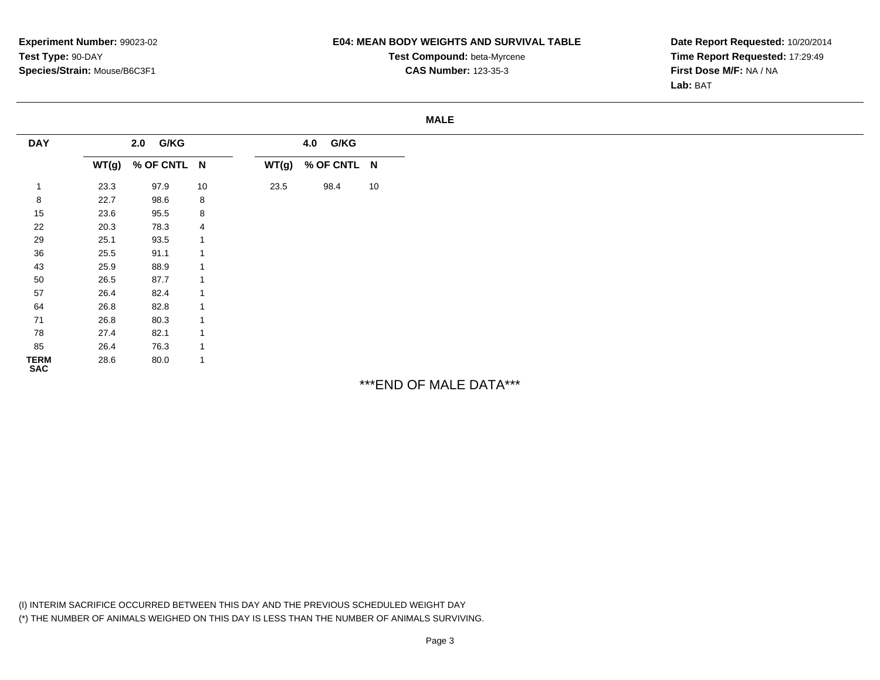**Experiment Number:** 99023-02
**Test Type:** 90-DAY
**Species/Strain:** Mouse/B6C3F1

**E04: MEAN BODY WEIGHTS AND SURVIVAL TABLE**
**Test Compound:** beta-Myrcene
**CAS Number:** 123-35-3

**Date Report Requested:** 10/20/2014
**Time Report Requested:** 17:29:49
**First Dose M/F:** NA / NA
**Lab:** BAT

**MALE**

| DAY | 2.0 G/KG | | | 4.0 G/KG | | |
|---|---|---|---|---|---|---|
| | WT(g) | % OF CNTL | N | WT(g) | % OF CNTL | N |
| 1 | 23.3 | 97.9 | 10 | 23.5 | 98.4 | 10 |
| 8 | 22.7 | 98.6 | 8 | | | |
| 15 | 23.6 | 95.5 | 8 | | | |
| 22 | 20.3 | 78.3 | 4 | | | |
| 29 | 25.1 | 93.5 | 1 | | | |
| 36 | 25.5 | 91.1 | 1 | | | |
| 43 | 25.9 | 88.9 | 1 | | | |
| 50 | 26.5 | 87.7 | 1 | | | |
| 57 | 26.4 | 82.4 | 1 | | | |
| 64 | 26.8 | 82.8 | 1 | | | |
| 71 | 26.8 | 80.3 | 1 | | | |
| 78 | 27.4 | 82.1 | 1 | | | |
| 85 | 26.4 | 76.3 | 1 | | | |
| TERM SAC | 28.6 | 80.0 | 1 | | | |

***END OF MALE DATA***

(I) INTERIM SACRIFICE OCCURRED BETWEEN THIS DAY AND THE PREVIOUS SCHEDULED WEIGHT DAY
(*) THE NUMBER OF ANIMALS WEIGHED ON THIS DAY IS LESS THAN THE NUMBER OF ANIMALS SURVIVING.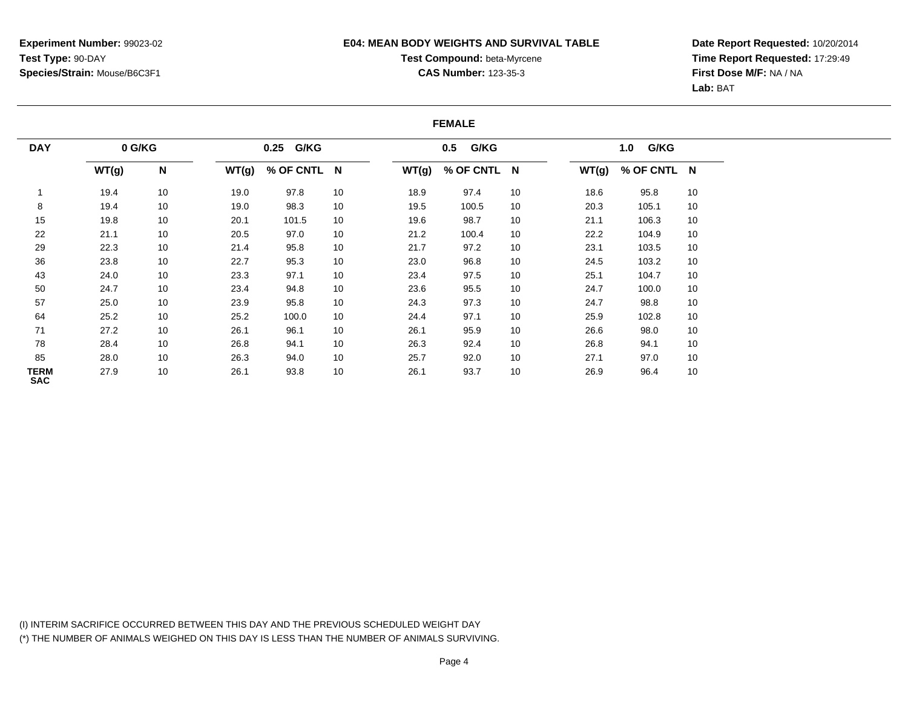**Experiment Number:** 99023-02
**Test Type:** 90-DAY
**Species/Strain:** Mouse/B6C3F1

**E04: MEAN BODY WEIGHTS AND SURVIVAL TABLE**
**Test Compound:** beta-Myrcene
**CAS Number:** 123-35-3

**Date Report Requested:** 10/20/2014
**Time Report Requested:** 17:29:49
**First Dose M/F:** NA / NA
**Lab:** BAT

## FEMALE

| DAY | 0 G/KG | | 0.25 G/KG | | | 0.5 G/KG | | | 1.0 G/KG | | |
|---|---|---|---|---|---|---|---|---|---|---|---|
| | WT(g) | N | WT(g) | % OF CNTL | N | WT(g) | % OF CNTL | N | WT(g) | % OF CNTL | N |
| 1 | 19.4 | 10 | 19.0 | 97.8 | 10 | 18.9 | 97.4 | 10 | 18.6 | 95.8 | 10 |
| 8 | 19.4 | 10 | 19.0 | 98.3 | 10 | 19.5 | 100.5 | 10 | 20.3 | 105.1 | 10 |
| 15 | 19.8 | 10 | 20.1 | 101.5 | 10 | 19.6 | 98.7 | 10 | 21.1 | 106.3 | 10 |
| 22 | 21.1 | 10 | 20.5 | 97.0 | 10 | 21.2 | 100.4 | 10 | 22.2 | 104.9 | 10 |
| 29 | 22.3 | 10 | 21.4 | 95.8 | 10 | 21.7 | 97.2 | 10 | 23.1 | 103.5 | 10 |
| 36 | 23.8 | 10 | 22.7 | 95.3 | 10 | 23.0 | 96.8 | 10 | 24.5 | 103.2 | 10 |
| 43 | 24.0 | 10 | 23.3 | 97.1 | 10 | 23.4 | 97.5 | 10 | 25.1 | 104.7 | 10 |
| 50 | 24.7 | 10 | 23.4 | 94.8 | 10 | 23.6 | 95.5 | 10 | 24.7 | 100.0 | 10 |
| 57 | 25.0 | 10 | 23.9 | 95.8 | 10 | 24.3 | 97.3 | 10 | 24.7 | 98.8 | 10 |
| 64 | 25.2 | 10 | 25.2 | 100.0 | 10 | 24.4 | 97.1 | 10 | 25.9 | 102.8 | 10 |
| 71 | 27.2 | 10 | 26.1 | 96.1 | 10 | 26.1 | 95.9 | 10 | 26.6 | 98.0 | 10 |
| 78 | 28.4 | 10 | 26.8 | 94.1 | 10 | 26.3 | 92.4 | 10 | 26.8 | 94.1 | 10 |
| 85 | 28.0 | 10 | 26.3 | 94.0 | 10 | 25.7 | 92.0 | 10 | 27.1 | 97.0 | 10 |
| TERM SAC | 27.9 | 10 | 26.1 | 93.8 | 10 | 26.1 | 93.7 | 10 | 26.9 | 96.4 | 10 |

(I) INTERIM SACRIFICE OCCURRED BETWEEN THIS DAY AND THE PREVIOUS SCHEDULED WEIGHT DAY
(*) THE NUMBER OF ANIMALS WEIGHED ON THIS DAY IS LESS THAN THE NUMBER OF ANIMALS SURVIVING.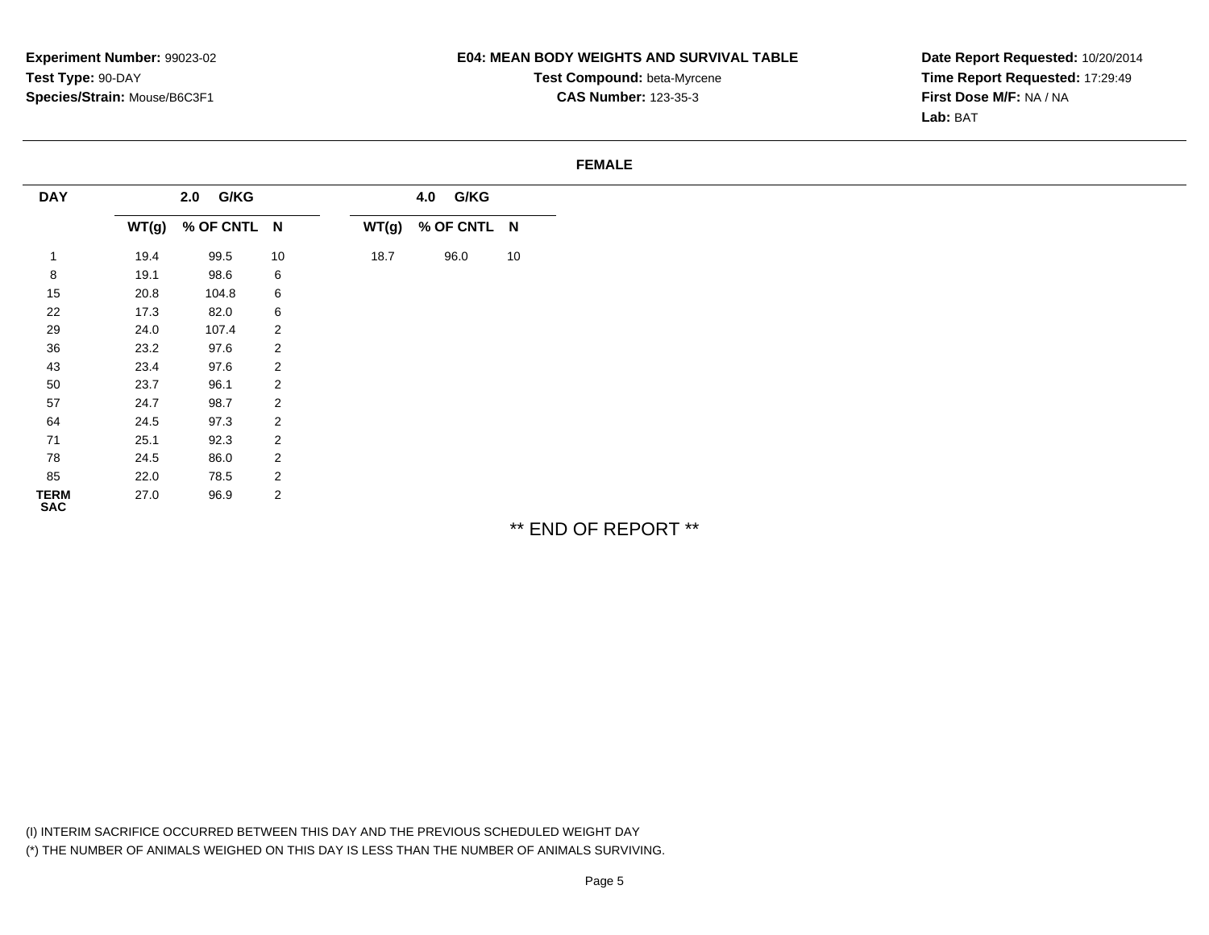**Experiment Number:** 99023-02
**Test Type:** 90-DAY
**Species/Strain:** Mouse/B6C3F1

**E04: MEAN BODY WEIGHTS AND SURVIVAL TABLE**
**Test Compound:** beta-Myrcene
**CAS Number:** 123-35-3

**Date Report Requested:** 10/20/2014
**Time Report Requested:** 17:29:49
**First Dose M/F:** NA / NA
**Lab:** BAT

**FEMALE**

| DAY | 2.0 G/KG | | | 4.0 G/KG | | |
|---|---|---|---|---|---|---|
| | WT(g) | % OF CNTL | N | WT(g) | % OF CNTL | N |
| 1 | 19.4 | 99.5 | 10 | 18.7 | 96.0 | 10 |
| 8 | 19.1 | 98.6 | 6 | | | |
| 15 | 20.8 | 104.8 | 6 | | | |
| 22 | 17.3 | 82.0 | 6 | | | |
| 29 | 24.0 | 107.4 | 2 | | | |
| 36 | 23.2 | 97.6 | 2 | | | |
| 43 | 23.4 | 97.6 | 2 | | | |
| 50 | 23.7 | 96.1 | 2 | | | |
| 57 | 24.7 | 98.7 | 2 | | | |
| 64 | 24.5 | 97.3 | 2 | | | |
| 71 | 25.1 | 92.3 | 2 | | | |
| 78 | 24.5 | 86.0 | 2 | | | |
| 85 | 22.0 | 78.5 | 2 | | | |
| TERM SAC | 27.0 | 96.9 | 2 | | | |

** END OF REPORT **

(I) INTERIM SACRIFICE OCCURRED BETWEEN THIS DAY AND THE PREVIOUS SCHEDULED WEIGHT DAY
(*) THE NUMBER OF ANIMALS WEIGHED ON THIS DAY IS LESS THAN THE NUMBER OF ANIMALS SURVIVING.